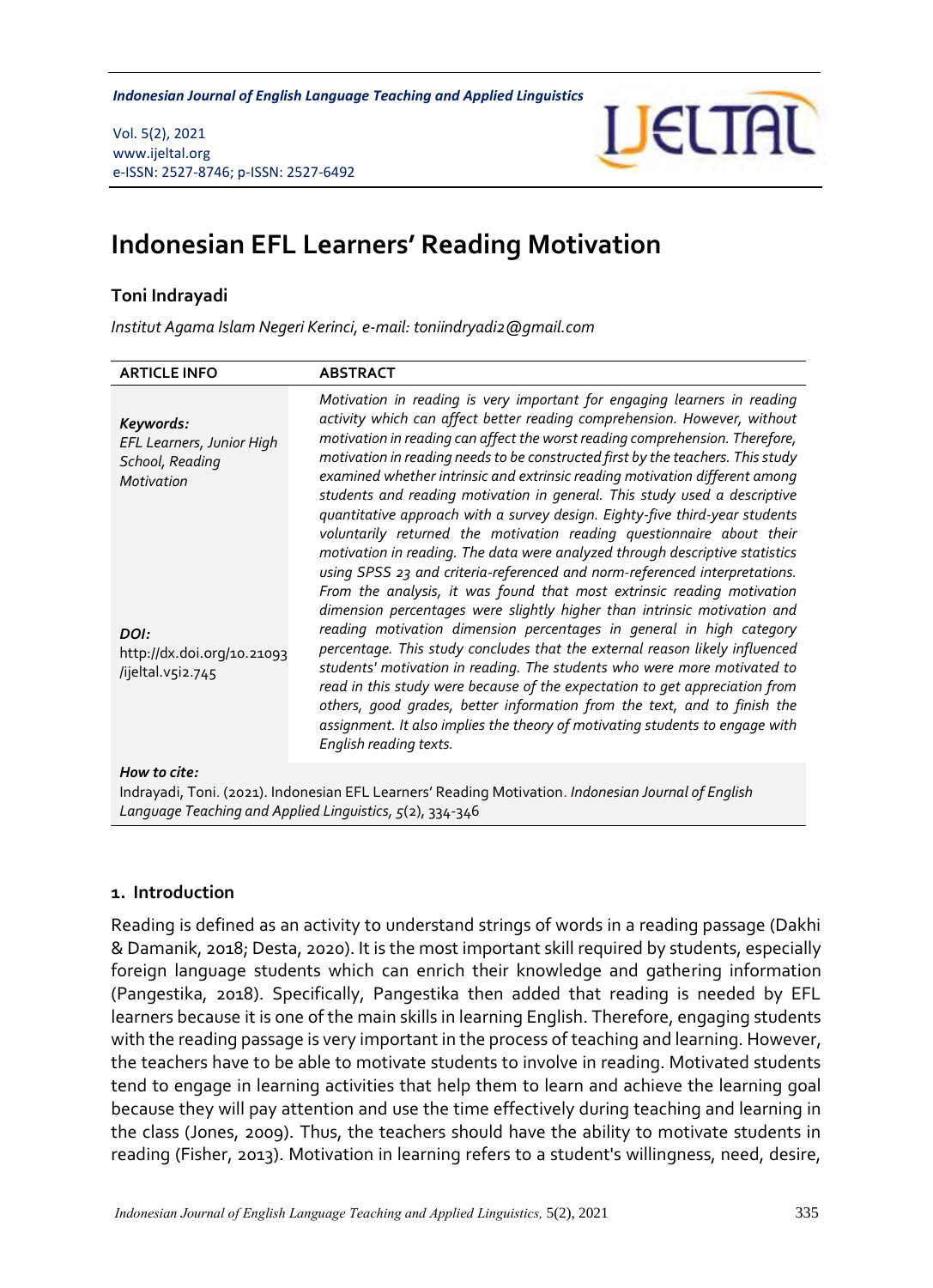# Indonesian EFL Learners' Reading Motivation

**Toni Indrayadi**

*Institut Agama Islam Negeri Kerinci, e-mail: toniindryadi2@gmail.com*

| ARTICLE INFO | ABSTRACT |
|---|---|
| ***Keywords:*** *EFL Learners, Junior High School, Reading Motivation*<br><br>***DOI:*** http://dx.doi.org/10.21093/ijeltal.v5i2.745 | *Motivation in reading is very important for engaging learners in reading activity which can affect better reading comprehension. However, without motivation in reading can affect the worst reading comprehension. Therefore, motivation in reading needs to be constructed first by the teachers. This study examined whether intrinsic and extrinsic reading motivation different among students and reading motivation in general. This study used a descriptive quantitative approach with a survey design. Eighty-five third-year students voluntarily returned the motivation reading questionnaire about their motivation in reading. The data were analyzed through descriptive statistics using SPSS 23 and criteria-referenced and norm-referenced interpretations. From the analysis, it was found that most extrinsic reading motivation dimension percentages were slightly higher than intrinsic motivation and reading motivation dimension percentages in general in high category percentage. This study concludes that the external reason likely influenced students' motivation in reading. The students who were more motivated to read in this study were because of the expectation to get appreciation from others, good grades, better information from the text, and to finish the assignment. It also implies the theory of motivating students to engage with English reading texts.* |

***How to cite:***
Indrayadi, Toni. (2021). Indonesian EFL Learners' Reading Motivation. *Indonesian Journal of English Language Teaching and Applied Linguistics, 5*(2), 334-346

## 1. Introduction

Reading is defined as an activity to understand strings of words in a reading passage (Dakhi & Damanik, 2018; Desta, 2020). It is the most important skill required by students, especially foreign language students which can enrich their knowledge and gathering information (Pangestika, 2018). Specifically, Pangestika then added that reading is needed by EFL learners because it is one of the main skills in learning English. Therefore, engaging students with the reading passage is very important in the process of teaching and learning. However, the teachers have to be able to motivate students to involve in reading. Motivated students tend to engage in learning activities that help them to learn and achieve the learning goal because they will pay attention and use the time effectively during teaching and learning in the class (Jones, 2009). Thus, the teachers should have the ability to motivate students in reading (Fisher, 2013). Motivation in learning refers to a student's willingness, need, desire,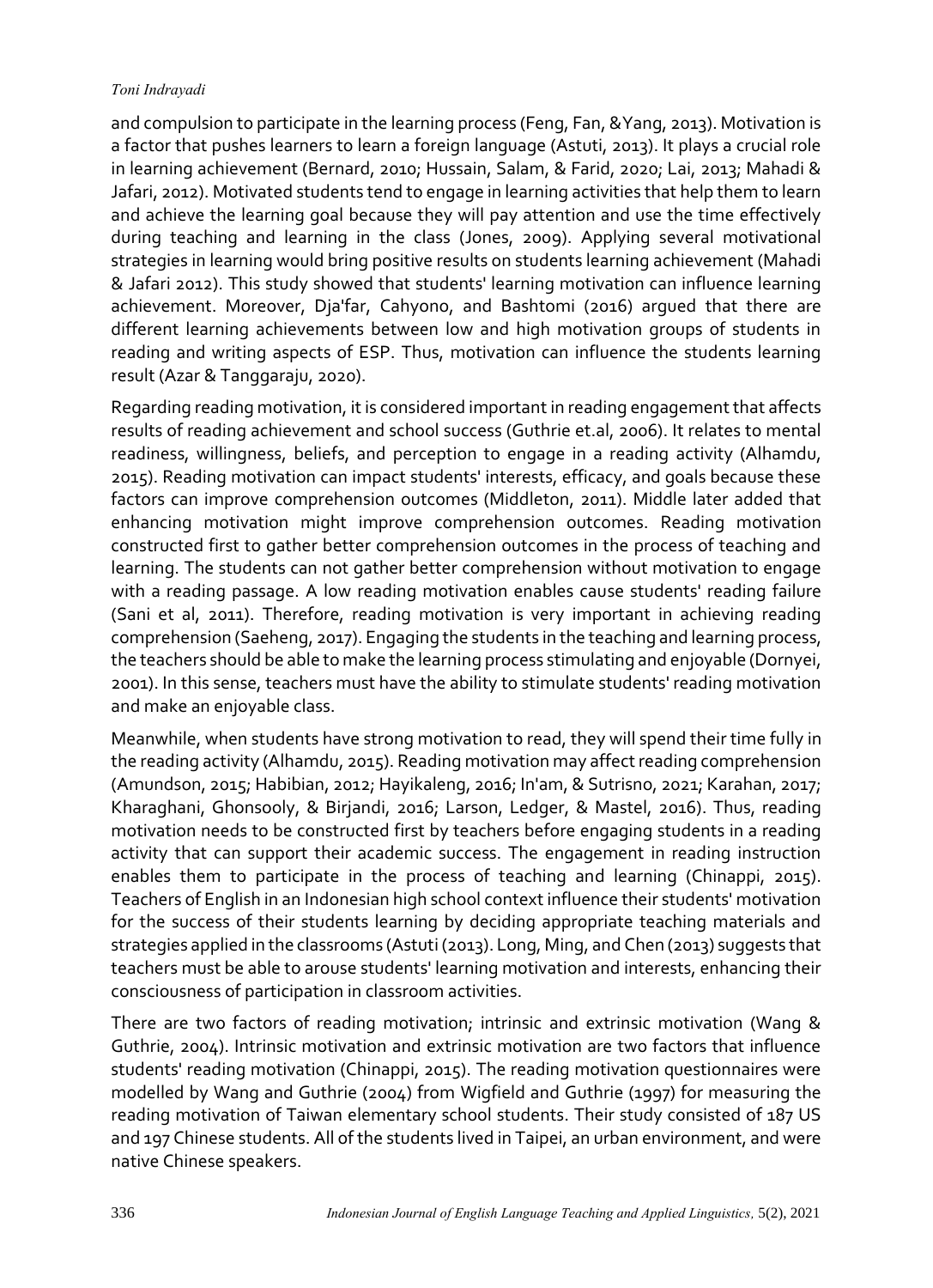and compulsion to participate in the learning process (Feng, Fan, &Yang, 2013). Motivation is a factor that pushes learners to learn a foreign language (Astuti, 2013). It plays a crucial role in learning achievement (Bernard, 2010; Hussain, Salam, & Farid, 2020; Lai, 2013; Mahadi & Jafari, 2012). Motivated students tend to engage in learning activities that help them to learn and achieve the learning goal because they will pay attention and use the time effectively during teaching and learning in the class (Jones, 2009). Applying several motivational strategies in learning would bring positive results on students learning achievement (Mahadi & Jafari 2012). This study showed that students' learning motivation can influence learning achievement. Moreover, Dja'far, Cahyono, and Bashtomi (2016) argued that there are different learning achievements between low and high motivation groups of students in reading and writing aspects of ESP. Thus, motivation can influence the students learning result (Azar & Tanggaraju, 2020).

Regarding reading motivation, it is considered important in reading engagement that affects results of reading achievement and school success (Guthrie et.al, 2006). It relates to mental readiness, willingness, beliefs, and perception to engage in a reading activity (Alhamdu, 2015). Reading motivation can impact students' interests, efficacy, and goals because these factors can improve comprehension outcomes (Middleton, 2011). Middle later added that enhancing motivation might improve comprehension outcomes. Reading motivation constructed first to gather better comprehension outcomes in the process of teaching and learning. The students can not gather better comprehension without motivation to engage with a reading passage. A low reading motivation enables cause students' reading failure (Sani et al, 2011). Therefore, reading motivation is very important in achieving reading comprehension (Saeheng, 2017). Engaging the students in the teaching and learning process, the teachers should be able to make the learning process stimulating and enjoyable (Dornyei, 2001). In this sense, teachers must have the ability to stimulate students' reading motivation and make an enjoyable class.

Meanwhile, when students have strong motivation to read, they will spend their time fully in the reading activity (Alhamdu, 2015). Reading motivation may affect reading comprehension (Amundson, 2015; Habibian, 2012; Hayikaleng, 2016; In'am, & Sutrisno, 2021; Karahan, 2017; Kharaghani, Ghonsooly, & Birjandi, 2016; Larson, Ledger, & Mastel, 2016). Thus, reading motivation needs to be constructed first by teachers before engaging students in a reading activity that can support their academic success. The engagement in reading instruction enables them to participate in the process of teaching and learning (Chinappi, 2015). Teachers of English in an Indonesian high school context influence their students' motivation for the success of their students learning by deciding appropriate teaching materials and strategies applied in the classrooms (Astuti (2013). Long, Ming, and Chen (2013) suggests that teachers must be able to arouse students' learning motivation and interests, enhancing their consciousness of participation in classroom activities.

There are two factors of reading motivation; intrinsic and extrinsic motivation (Wang & Guthrie, 2004). Intrinsic motivation and extrinsic motivation are two factors that influence students' reading motivation (Chinappi, 2015). The reading motivation questionnaires were modelled by Wang and Guthrie (2004) from Wigfield and Guthrie (1997) for measuring the reading motivation of Taiwan elementary school students. Their study consisted of 187 US and 197 Chinese students. All of the students lived in Taipei, an urban environment, and were native Chinese speakers.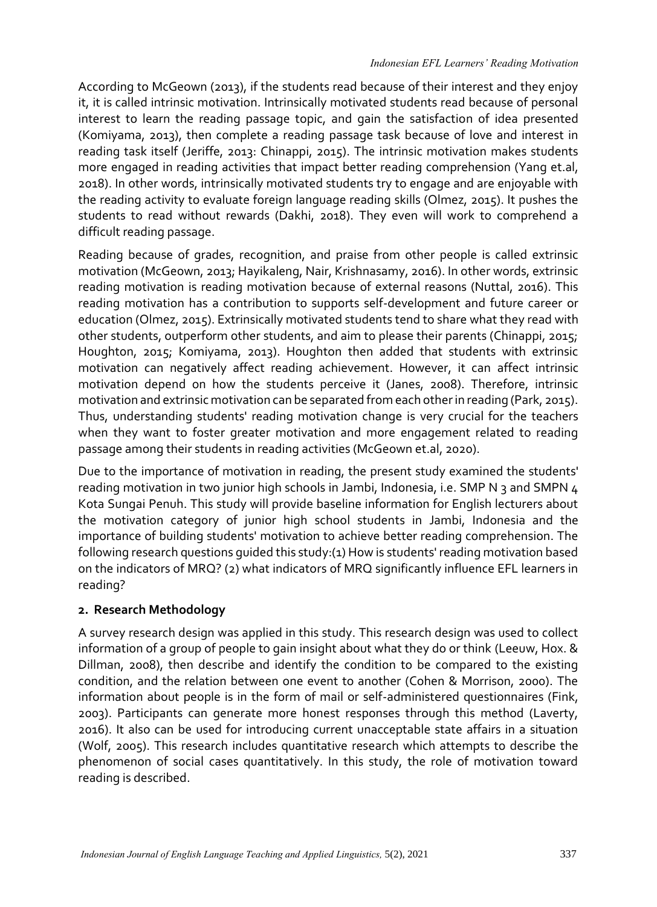According to McGeown (2013), if the students read because of their interest and they enjoy it, it is called intrinsic motivation. Intrinsically motivated students read because of personal interest to learn the reading passage topic, and gain the satisfaction of idea presented (Komiyama, 2013), then complete a reading passage task because of love and interest in reading task itself (Jeriffe, 2013: Chinappi, 2015). The intrinsic motivation makes students more engaged in reading activities that impact better reading comprehension (Yang et.al, 2018). In other words, intrinsically motivated students try to engage and are enjoyable with the reading activity to evaluate foreign language reading skills (Olmez, 2015). It pushes the students to read without rewards (Dakhi, 2018). They even will work to comprehend a difficult reading passage.

Reading because of grades, recognition, and praise from other people is called extrinsic motivation (McGeown, 2013; Hayikaleng, Nair, Krishnasamy, 2016). In other words, extrinsic reading motivation is reading motivation because of external reasons (Nuttal, 2016). This reading motivation has a contribution to supports self-development and future career or education (Olmez, 2015). Extrinsically motivated students tend to share what they read with other students, outperform other students, and aim to please their parents (Chinappi, 2015; Houghton, 2015; Komiyama, 2013). Houghton then added that students with extrinsic motivation can negatively affect reading achievement. However, it can affect intrinsic motivation depend on how the students perceive it (Janes, 2008). Therefore, intrinsic motivation and extrinsic motivation can be separated from each other in reading (Park, 2015). Thus, understanding students' reading motivation change is very crucial for the teachers when they want to foster greater motivation and more engagement related to reading passage among their students in reading activities (McGeown et.al, 2020).

Due to the importance of motivation in reading, the present study examined the students' reading motivation in two junior high schools in Jambi, Indonesia, i.e. SMP N 3 and SMPN 4 Kota Sungai Penuh. This study will provide baseline information for English lecturers about the motivation category of junior high school students in Jambi, Indonesia and the importance of building students' motivation to achieve better reading comprehension. The following research questions guided this study:(1) How is students' reading motivation based on the indicators of MRQ? (2) what indicators of MRQ significantly influence EFL learners in reading?

## 2. Research Methodology

A survey research design was applied in this study. This research design was used to collect information of a group of people to gain insight about what they do or think (Leeuw, Hox. & Dillman, 2008), then describe and identify the condition to be compared to the existing condition, and the relation between one event to another (Cohen & Morrison, 2000). The information about people is in the form of mail or self-administered questionnaires (Fink, 2003). Participants can generate more honest responses through this method (Laverty, 2016). It also can be used for introducing current unacceptable state affairs in a situation (Wolf, 2005). This research includes quantitative research which attempts to describe the phenomenon of social cases quantitatively. In this study, the role of motivation toward reading is described.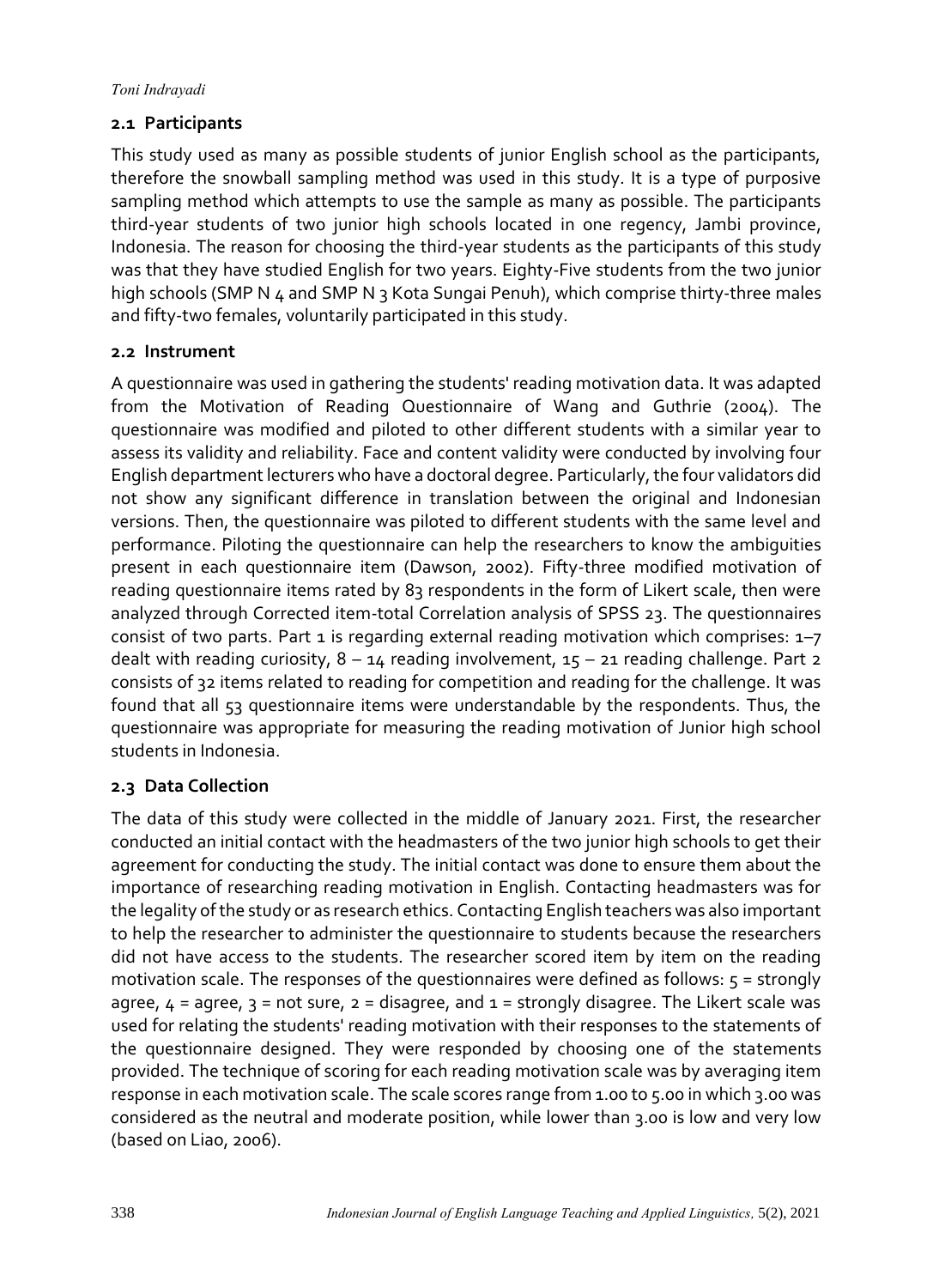## 2.1 Participants

This study used as many as possible students of junior English school as the participants, therefore the snowball sampling method was used in this study. It is a type of purposive sampling method which attempts to use the sample as many as possible. The participants third-year students of two junior high schools located in one regency, Jambi province, Indonesia. The reason for choosing the third-year students as the participants of this study was that they have studied English for two years. Eighty-Five students from the two junior high schools (SMP N 4 and SMP N 3 Kota Sungai Penuh), which comprise thirty-three males and fifty-two females, voluntarily participated in this study.

## 2.2 Instrument

A questionnaire was used in gathering the students' reading motivation data. It was adapted from the Motivation of Reading Questionnaire of Wang and Guthrie (2004). The questionnaire was modified and piloted to other different students with a similar year to assess its validity and reliability. Face and content validity were conducted by involving four English department lecturers who have a doctoral degree. Particularly, the four validators did not show any significant difference in translation between the original and Indonesian versions. Then, the questionnaire was piloted to different students with the same level and performance. Piloting the questionnaire can help the researchers to know the ambiguities present in each questionnaire item (Dawson, 2002). Fifty-three modified motivation of reading questionnaire items rated by 83 respondents in the form of Likert scale, then were analyzed through Corrected item-total Correlation analysis of SPSS 23. The questionnaires consist of two parts. Part 1 is regarding external reading motivation which comprises: 1–7 dealt with reading curiosity, 8 – 14 reading involvement, 15 – 21 reading challenge. Part 2 consists of 32 items related to reading for competition and reading for the challenge. It was found that all 53 questionnaire items were understandable by the respondents. Thus, the questionnaire was appropriate for measuring the reading motivation of Junior high school students in Indonesia.

## 2.3 Data Collection

The data of this study were collected in the middle of January 2021. First, the researcher conducted an initial contact with the headmasters of the two junior high schools to get their agreement for conducting the study. The initial contact was done to ensure them about the importance of researching reading motivation in English. Contacting headmasters was for the legality of the study or as research ethics. Contacting English teachers was also important to help the researcher to administer the questionnaire to students because the researchers did not have access to the students. The researcher scored item by item on the reading motivation scale. The responses of the questionnaires were defined as follows: 5 = strongly agree, 4 = agree, 3 = not sure, 2 = disagree, and 1 = strongly disagree. The Likert scale was used for relating the students' reading motivation with their responses to the statements of the questionnaire designed. They were responded by choosing one of the statements provided. The technique of scoring for each reading motivation scale was by averaging item response in each motivation scale. The scale scores range from 1.00 to 5.00 in which 3.00 was considered as the neutral and moderate position, while lower than 3.00 is low and very low (based on Liao, 2006).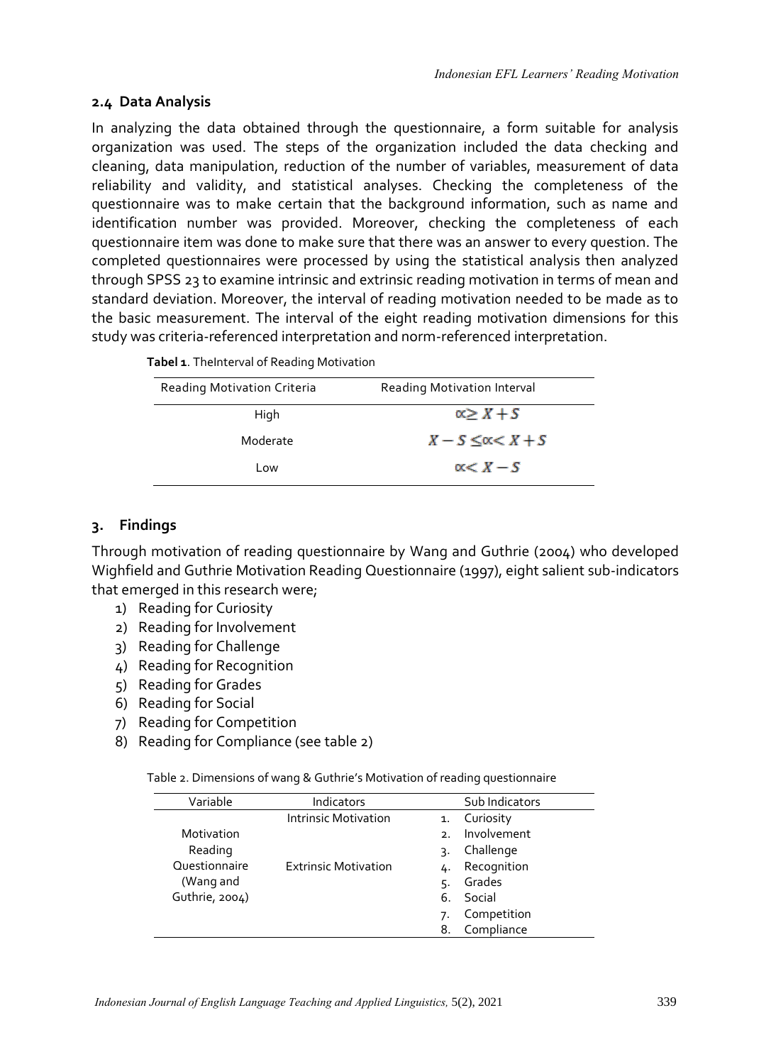### 2.4 Data Analysis

In analyzing the data obtained through the questionnaire, a form suitable for analysis organization was used. The steps of the organization included the data checking and cleaning, data manipulation, reduction of the number of variables, measurement of data reliability and validity, and statistical analyses. Checking the completeness of the questionnaire was to make certain that the background information, such as name and identification number was provided. Moreover, checking the completeness of each questionnaire item was done to make sure that there was an answer to every question. The completed questionnaires were processed by using the statistical analysis then analyzed through SPSS 23 to examine intrinsic and extrinsic reading motivation in terms of mean and standard deviation. Moreover, the interval of reading motivation needed to be made as to the basic measurement. The interval of the eight reading motivation dimensions for this study was criteria-referenced interpretation and norm-referenced interpretation.

**Tabel 1**. TheInterval of Reading Motivation

| Reading Motivation Criteria | Reading Motivation Interval |
|---|---|
| High | $\propto \geq X + S$ |
| Moderate | $X - S \leq \propto < X + S$ |
| Low | $\propto < X - S$ |

## 3. Findings

Through motivation of reading questionnaire by Wang and Guthrie (2004) who developed Wighfield and Guthrie Motivation Reading Questionnaire (1997), eight salient sub-indicators that emerged in this research were;

1) Reading for Curiosity
2) Reading for Involvement
3) Reading for Challenge
4) Reading for Recognition
5) Reading for Grades
6) Reading for Social
7) Reading for Competition
8) Reading for Compliance (see table 2)

Table 2. Dimensions of wang & Guthrie's Motivation of reading questionnaire

| Variable | Indicators | Sub Indicators |
|---|---|---|
| Motivation Reading Questionnaire (Wang and Guthrie, 2004) | Intrinsic Motivation | 1. Curiosity |
| | | 2. Involvement |
| | | 3. Challenge |
| | Extrinsic Motivation | 4. Recognition |
| | | 5. Grades |
| | | 6. Social |
| | | 7. Competition |
| | | 8. Compliance |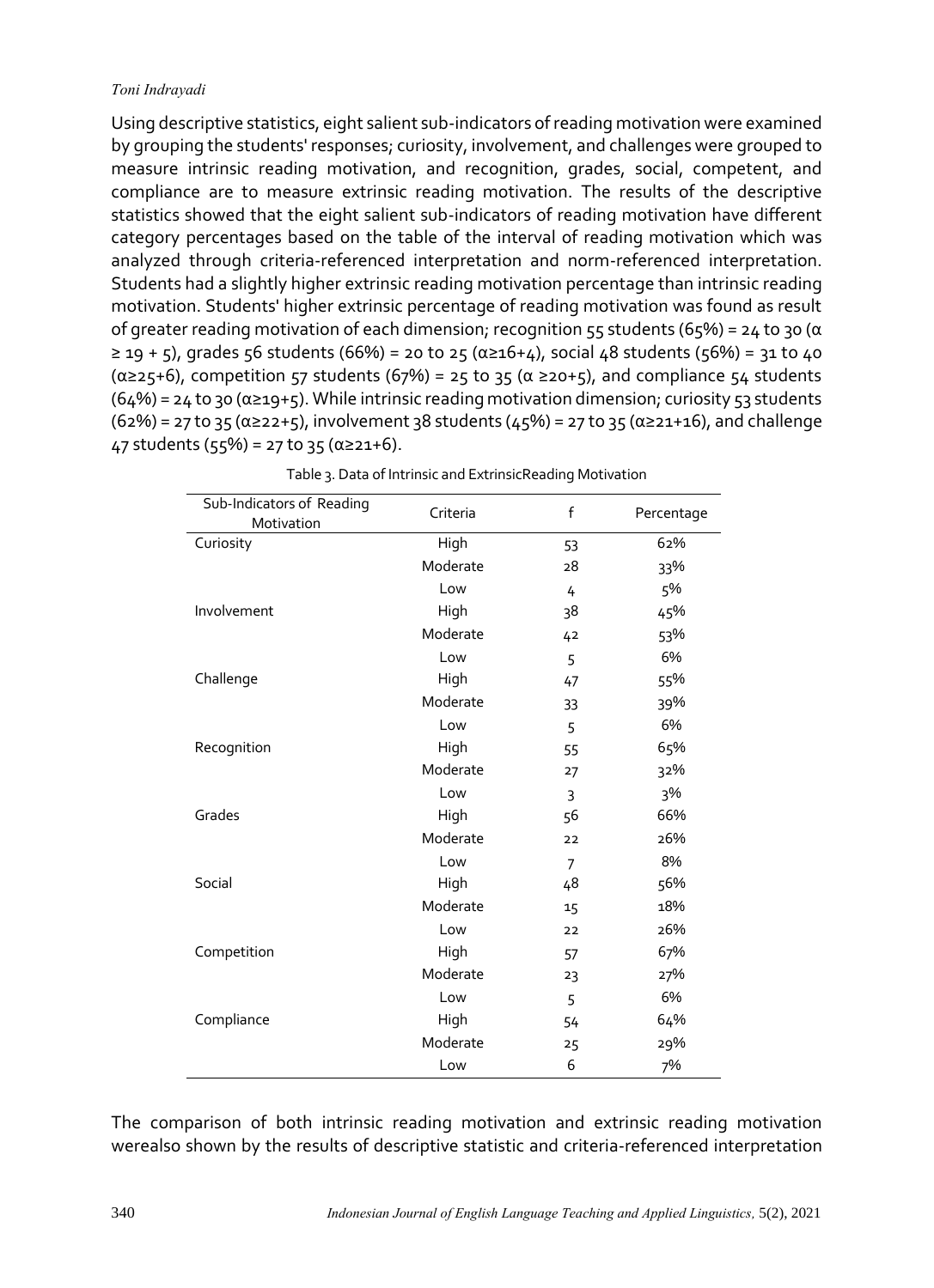Using descriptive statistics, eight salient sub-indicators of reading motivation were examined by grouping the students' responses; curiosity, involvement, and challenges were grouped to measure intrinsic reading motivation, and recognition, grades, social, competent, and compliance are to measure extrinsic reading motivation. The results of the descriptive statistics showed that the eight salient sub-indicators of reading motivation have different category percentages based on the table of the interval of reading motivation which was analyzed through criteria-referenced interpretation and norm-referenced interpretation. Students had a slightly higher extrinsic reading motivation percentage than intrinsic reading motivation. Students' higher extrinsic percentage of reading motivation was found as result of greater reading motivation of each dimension; recognition 55 students (65%) = 24 to 30 ($\alpha \geq 19 + 5$), grades 56 students (66%) = 20 to 25 ($\alpha \geq 16+4$), social 48 students (56%) = 31 to 40 ($\alpha \geq 25+6$), competition 57 students (67%) = 25 to 35 ($\alpha \geq 20+5$), and compliance 54 students (64%) = 24 to 30 ($\alpha \geq 19+5$). While intrinsic reading motivation dimension; curiosity 53 students (62%) = 27 to 35 ($\alpha \geq 22+5$), involvement 38 students (45%) = 27 to 35 ($\alpha \geq 21+16$), and challenge 47 students (55%) = 27 to 35 ($\alpha \geq 21+6$).

Table 3. Data of Intrinsic and ExtrinsicReading Motivation

| Sub-Indicators of Reading Motivation | Criteria | f | Percentage |
|---|---|---|---|
| Curiosity | High | 53 | 62% |
| | Moderate | 28 | 33% |
| | Low | 4 | 5% |
| Involvement | High | 38 | 45% |
| | Moderate | 42 | 53% |
| | Low | 5 | 6% |
| Challenge | High | 47 | 55% |
| | Moderate | 33 | 39% |
| | Low | 5 | 6% |
| Recognition | High | 55 | 65% |
| | Moderate | 27 | 32% |
| | Low | 3 | 3% |
| Grades | High | 56 | 66% |
| | Moderate | 22 | 26% |
| | Low | 7 | 8% |
| Social | High | 48 | 56% |
| | Moderate | 15 | 18% |
| | Low | 22 | 26% |
| Competition | High | 57 | 67% |
| | Moderate | 23 | 27% |
| | Low | 5 | 6% |
| Compliance | High | 54 | 64% |
| | Moderate | 25 | 29% |
| | Low | 6 | 7% |

The comparison of both intrinsic reading motivation and extrinsic reading motivation werealso shown by the results of descriptive statistic and criteria-referenced interpretation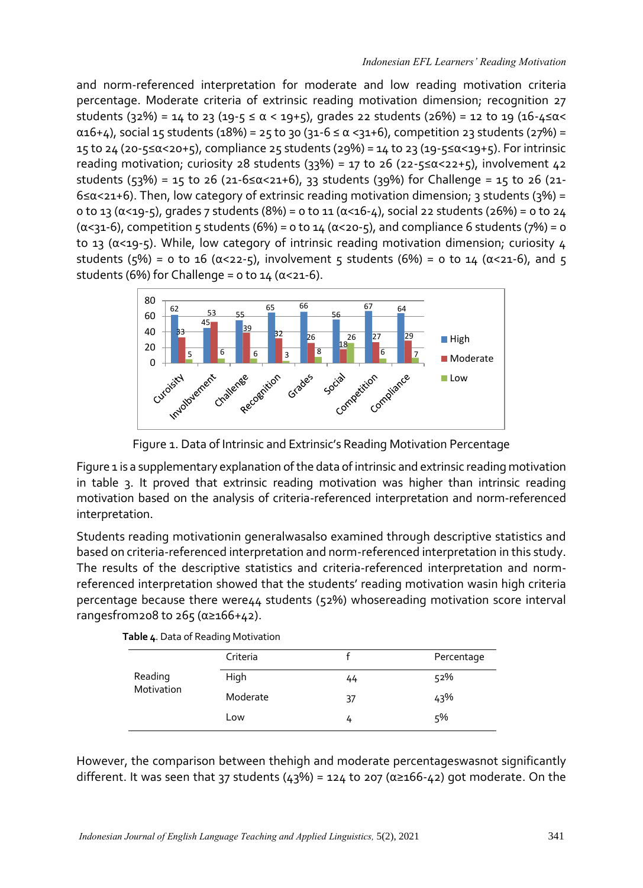and norm-referenced interpretation for moderate and low reading motivation criteria percentage. Moderate criteria of extrinsic reading motivation dimension; recognition 27 students (32%) = 14 to 23 ($19\text{-}5 \leq \alpha < 19\text{+}5$), grades 22 students (26%) = 12 to 19 ($16\text{-}4 \leq \alpha < \alpha 16\text{+}4$), social 15 students (18%) = 25 to 30 ($31\text{-}6 \leq \alpha < 31\text{+}6$), competition 23 students (27%) = 15 to 24 ($20\text{-}5 \leq \alpha < 20\text{+}5$), compliance 25 students (29%) = 14 to 23 ($19\text{-}5 \leq \alpha < 19\text{+}5$). For intrinsic reading motivation; curiosity 28 students (33%) = 17 to 26 ($22\text{-}5 \leq \alpha < 22\text{+}5$), involvement 42 students (53%) = 15 to 26 ($21\text{-}6 \leq \alpha < 21\text{+}6$), 33 students (39%) for Challenge = 15 to 26 ($21\text{-}6 \leq \alpha < 21\text{+}6$). Then, low category of extrinsic reading motivation dimension; 3 students (3%) = 0 to 13 ($\alpha < 19\text{-}5$), grades 7 students (8%) = 0 to 11 ($\alpha < 16\text{-}4$), social 22 students (26%) = 0 to 24 ($\alpha < 31\text{-}6$), competition 5 students (6%) = 0 to 14 ($\alpha < 20\text{-}5$), and compliance 6 students (7%) = 0 to 13 ($\alpha < 19\text{-}5$). While, low category of intrinsic reading motivation dimension; curiosity 4 students (5%) = 0 to 16 ($\alpha < 22\text{-}5$), involvement 5 students (6%) = 0 to 14 ($\alpha < 21\text{-}6$), and 5 students (6%) for Challenge = 0 to 14 ($\alpha < 21\text{-}6$).

| | High | Moderate | Low |
|---|---|---|---|
| Curiosity | 62 | 33 | 5 |
| Involvement | 45 | 53 | 6 |
| Challenge | 55 | 39 | 6 |
| Recognition | 65 | 32 | 3 |
| Grades | 66 | 26 | 8 |
| Social | 56 | 18 | 26 |
| Competition | 67 | 27 | 6 |
| Compliance | 64 | 29 | 7 |

Figure 1. Data of Intrinsic and Extrinsic's Reading Motivation Percentage

Figure 1 is a supplementary explanation of the data of intrinsic and extrinsic reading motivation in table 3. It proved that extrinsic reading motivation was higher than intrinsic reading motivation based on the analysis of criteria-referenced interpretation and norm-referenced interpretation.

Students reading motivationin generalwasalso examined through descriptive statistics and based on criteria-referenced interpretation and norm-referenced interpretation in this study. The results of the descriptive statistics and criteria-referenced interpretation and norm-referenced interpretation showed that the students' reading motivation wasin high criteria percentage because there were44 students (52%) whosereading motivation score interval rangesfrom208 to 265 ($\alpha \geq 166\text{+}42$).

**Table 4**. Data of Reading Motivation

| | Criteria | f | Percentage |
|---|---|---|---|
| Reading Motivation | High | 44 | 52% |
| | Moderate | 37 | 43% |
| | Low | 4 | 5% |

However, the comparison between thehigh and moderate percentageswasnot significantly different. It was seen that 37 students (43%) = 124 to 207 ($\alpha \geq 166\text{-}42$) got moderate. On the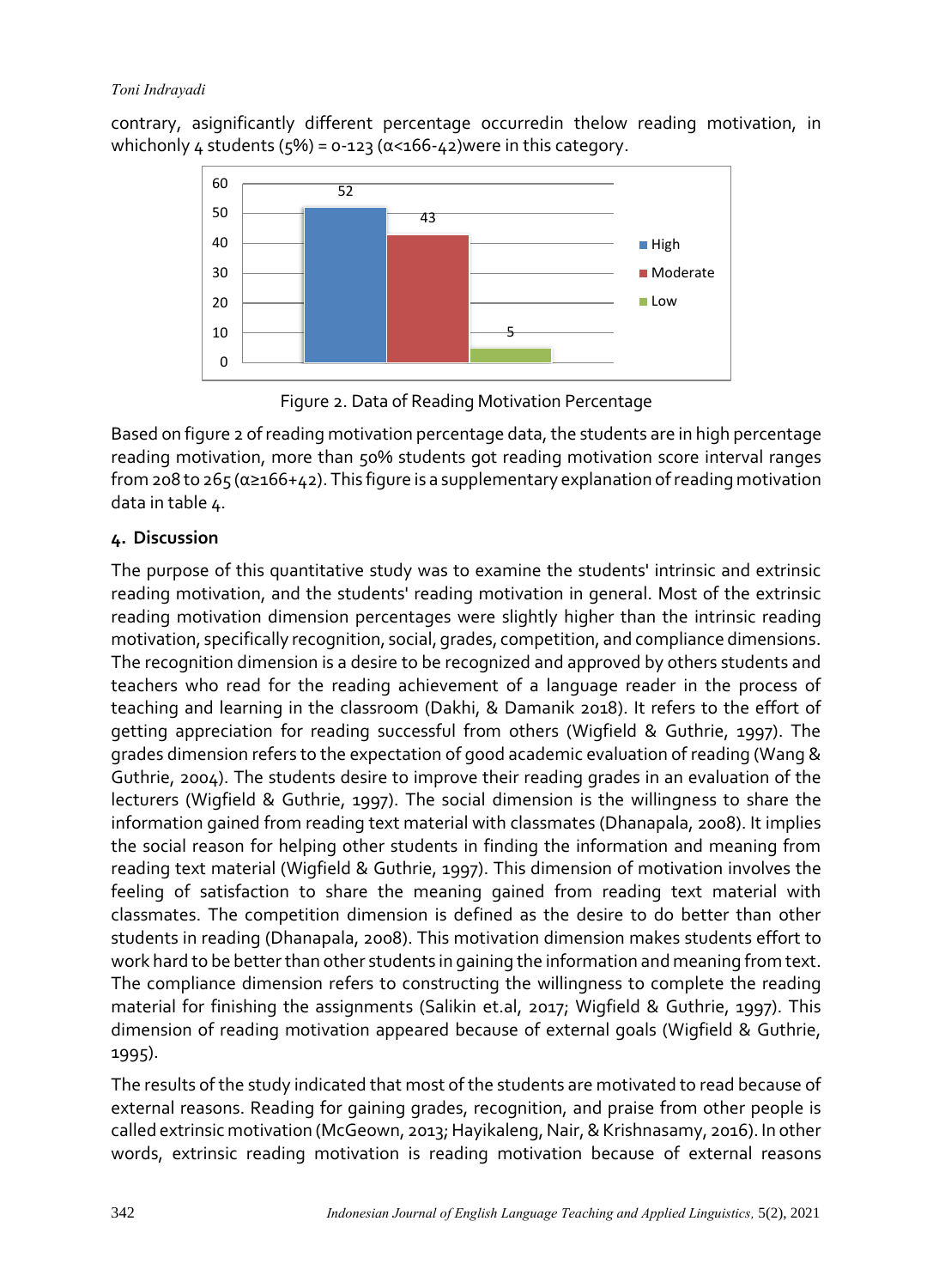contrary, asignificantly different percentage occurredin thelow reading motivation, in whichonly 4 students (5%) = 0-123 (α<166-42)were in this category.

Figure 2. Data of Reading Motivation Percentage

Based on figure 2 of reading motivation percentage data, the students are in high percentage reading motivation, more than 50% students got reading motivation score interval ranges from 208 to 265 (α≥166+42). This figure is a supplementary explanation of reading motivation data in table 4.

## 4. Discussion

The purpose of this quantitative study was to examine the students' intrinsic and extrinsic reading motivation, and the students' reading motivation in general. Most of the extrinsic reading motivation dimension percentages were slightly higher than the intrinsic reading motivation, specifically recognition, social, grades, competition, and compliance dimensions. The recognition dimension is a desire to be recognized and approved by others students and teachers who read for the reading achievement of a language reader in the process of teaching and learning in the classroom (Dakhi, & Damanik 2018). It refers to the effort of getting appreciation for reading successful from others (Wigfield & Guthrie, 1997). The grades dimension refers to the expectation of good academic evaluation of reading (Wang & Guthrie, 2004). The students desire to improve their reading grades in an evaluation of the lecturers (Wigfield & Guthrie, 1997). The social dimension is the willingness to share the information gained from reading text material with classmates (Dhanapala, 2008). It implies the social reason for helping other students in finding the information and meaning from reading text material (Wigfield & Guthrie, 1997). This dimension of motivation involves the feeling of satisfaction to share the meaning gained from reading text material with classmates. The competition dimension is defined as the desire to do better than other students in reading (Dhanapala, 2008). This motivation dimension makes students effort to work hard to be better than other students in gaining the information and meaning from text. The compliance dimension refers to constructing the willingness to complete the reading material for finishing the assignments (Salikin et.al, 2017; Wigfield & Guthrie, 1997). This dimension of reading motivation appeared because of external goals (Wigfield & Guthrie, 1995).

The results of the study indicated that most of the students are motivated to read because of external reasons. Reading for gaining grades, recognition, and praise from other people is called extrinsic motivation (McGeown, 2013; Hayikaleng, Nair, & Krishnasamy, 2016). In other words, extrinsic reading motivation is reading motivation because of external reasons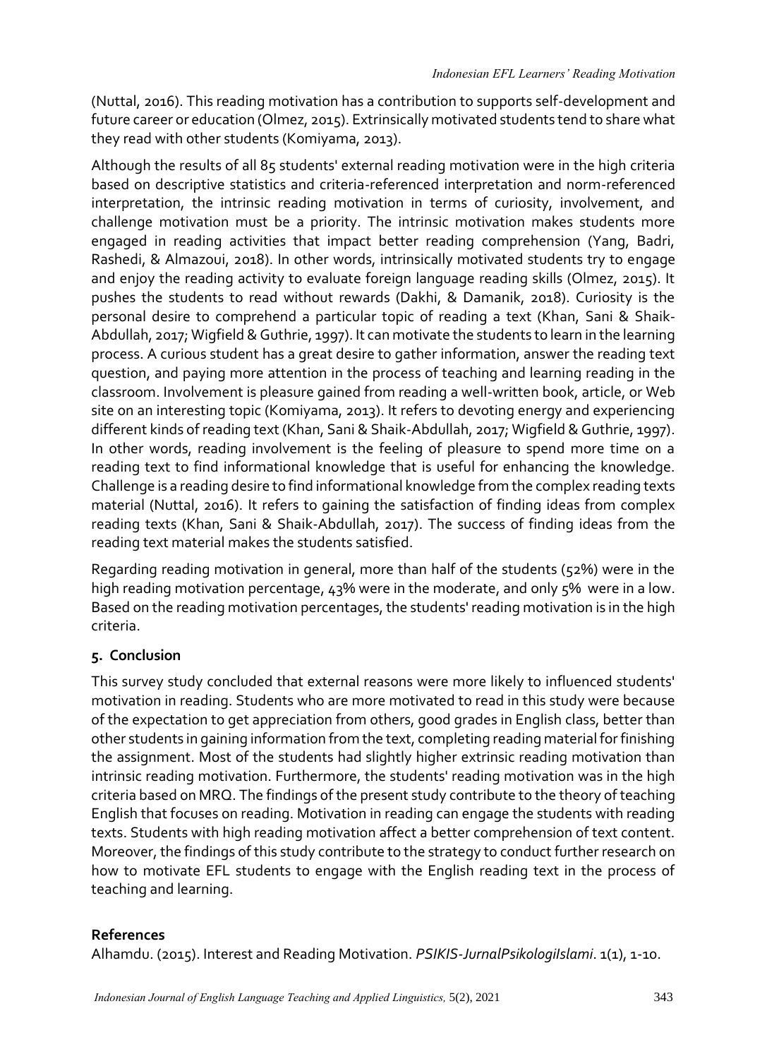(Nuttal, 2016). This reading motivation has a contribution to supports self-development and future career or education (Olmez, 2015). Extrinsically motivated students tend to share what they read with other students (Komiyama, 2013).

Although the results of all 85 students' external reading motivation were in the high criteria based on descriptive statistics and criteria-referenced interpretation and norm-referenced interpretation, the intrinsic reading motivation in terms of curiosity, involvement, and challenge motivation must be a priority. The intrinsic motivation makes students more engaged in reading activities that impact better reading comprehension (Yang, Badri, Rashedi, & Almazoui, 2018). In other words, intrinsically motivated students try to engage and enjoy the reading activity to evaluate foreign language reading skills (Olmez, 2015). It pushes the students to read without rewards (Dakhi, & Damanik, 2018). Curiosity is the personal desire to comprehend a particular topic of reading a text (Khan, Sani & Shaik-Abdullah, 2017; Wigfield & Guthrie, 1997). It can motivate the students to learn in the learning process. A curious student has a great desire to gather information, answer the reading text question, and paying more attention in the process of teaching and learning reading in the classroom. Involvement is pleasure gained from reading a well-written book, article, or Web site on an interesting topic (Komiyama, 2013). It refers to devoting energy and experiencing different kinds of reading text (Khan, Sani & Shaik-Abdullah, 2017; Wigfield & Guthrie, 1997). In other words, reading involvement is the feeling of pleasure to spend more time on a reading text to find informational knowledge that is useful for enhancing the knowledge. Challenge is a reading desire to find informational knowledge from the complex reading texts material (Nuttal, 2016). It refers to gaining the satisfaction of finding ideas from complex reading texts (Khan, Sani & Shaik-Abdullah, 2017). The success of finding ideas from the reading text material makes the students satisfied.

Regarding reading motivation in general, more than half of the students (52%) were in the high reading motivation percentage, 43% were in the moderate, and only 5% were in a low. Based on the reading motivation percentages, the students' reading motivation is in the high criteria.

## 5. Conclusion

This survey study concluded that external reasons were more likely to influenced students' motivation in reading. Students who are more motivated to read in this study were because of the expectation to get appreciation from others, good grades in English class, better than other students in gaining information from the text, completing reading material for finishing the assignment. Most of the students had slightly higher extrinsic reading motivation than intrinsic reading motivation. Furthermore, the students' reading motivation was in the high criteria based on MRQ. The findings of the present study contribute to the theory of teaching English that focuses on reading. Motivation in reading can engage the students with reading texts. Students with high reading motivation affect a better comprehension of text content. Moreover, the findings of this study contribute to the strategy to conduct further research on how to motivate EFL students to engage with the English reading text in the process of teaching and learning.

## References

Alhamdu. (2015). Interest and Reading Motivation. *PSIKIS-JurnalPsikologiIslami*. 1(1), 1-10.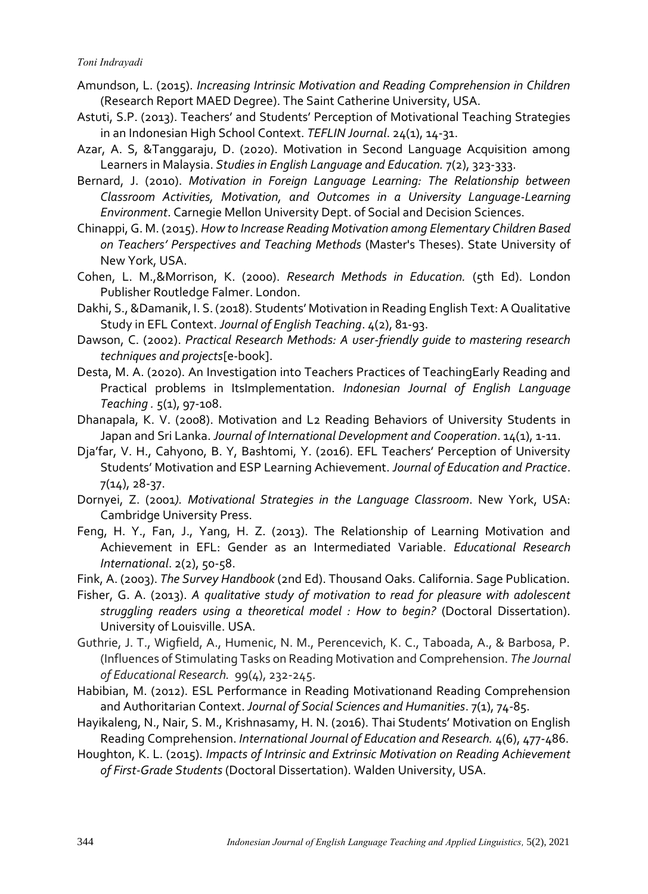Amundson, L. (2015). *Increasing Intrinsic Motivation and Reading Comprehension in Children* (Research Report MAED Degree). The Saint Catherine University, USA.

Astuti, S.P. (2013). Teachers' and Students' Perception of Motivational Teaching Strategies in an Indonesian High School Context. *TEFLIN Journal*. 24(1), 14-31.

Azar, A. S, &Tanggaraju, D. (2020). Motivation in Second Language Acquisition among Learners in Malaysia. *Studies in English Language and Education.* 7(2), 323-333.

Bernard, J. (2010). *Motivation in Foreign Language Learning: The Relationship between Classroom Activities, Motivation, and Outcomes in a University Language-Learning Environment*. Carnegie Mellon University Dept. of Social and Decision Sciences.

Chinappi, G. M. (2015). *How to Increase Reading Motivation among Elementary Children Based on Teachers' Perspectives and Teaching Methods* (Master's Theses). State University of New York, USA.

Cohen, L. M.,&Morrison, K. (2000). *Research Methods in Education.* (5th Ed). London Publisher Routledge Falmer. London.

Dakhi, S., &Damanik, I. S. (2018). Students' Motivation in Reading English Text: A Qualitative Study in EFL Context. *Journal of English Teaching*. 4(2), 81-93.

Dawson, C. (2002). *Practical Research Methods: A user-friendly guide to mastering research techniques and projects*[e-book].

Desta, M. A. (2020). An Investigation into Teachers Practices of TeachingEarly Reading and Practical problems in ItsImplementation. *Indonesian Journal of English Language Teaching .* 5(1), 97-108.

Dhanapala, K. V. (2008). Motivation and L2 Reading Behaviors of University Students in Japan and Sri Lanka. *Journal of International Development and Cooperation*. 14(1), 1-11.

Dja'far, V. H., Cahyono, B. Y, Bashtomi, Y. (2016). EFL Teachers' Perception of University Students' Motivation and ESP Learning Achievement. *Journal of Education and Practice*. 7(14), 28-37.

Dornyei, Z. (2001*). Motivational Strategies in the Language Classroom*. New York, USA: Cambridge University Press.

Feng, H. Y., Fan, J., Yang, H. Z. (2013). The Relationship of Learning Motivation and Achievement in EFL: Gender as an Intermediated Variable. *Educational Research International*. 2(2), 50-58.

Fink, A. (2003). *The Survey Handbook* (2nd Ed). Thousand Oaks. California. Sage Publication.

Fisher, G. A. (2013). *A qualitative study of motivation to read for pleasure with adolescent struggling readers using a theoretical model : How to begin?* (Doctoral Dissertation). University of Louisville. USA.

Guthrie, J. T., Wigfield, A., Humenic, N. M., Perencevich, K. C., Taboada, A., & Barbosa, P. (Influences of Stimulating Tasks on Reading Motivation and Comprehension. *The Journal of Educational Research.* 99(4), 232-245.

Habibian, M. (2012). ESL Performance in Reading Motivationand Reading Comprehension and Authoritarian Context. *Journal of Social Sciences and Humanities*. 7(1), 74-85.

Hayikaleng, N., Nair, S. M., Krishnasamy, H. N. (2016). Thai Students' Motivation on English Reading Comprehension. *International Journal of Education and Research.* 4(6), 477-486.

Houghton, K. L. (2015). *Impacts of Intrinsic and Extrinsic Motivation on Reading Achievement of First-Grade Students* (Doctoral Dissertation). Walden University, USA.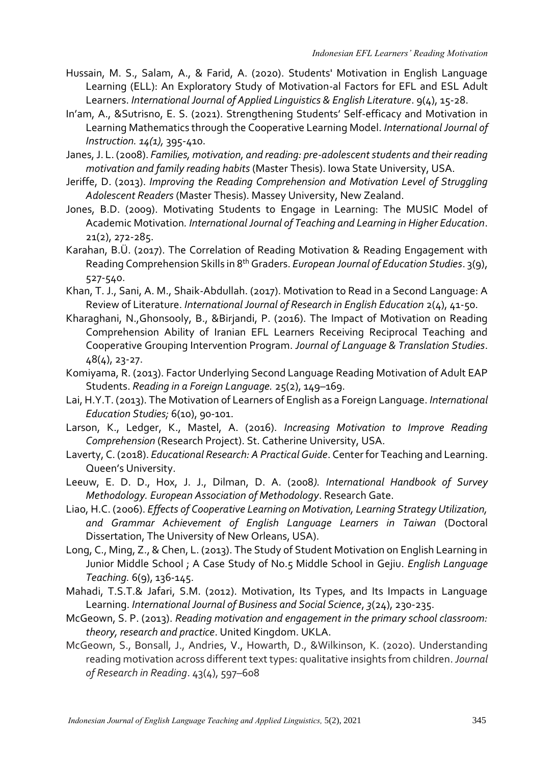Hussain, M. S., Salam, A., & Farid, A. (2020). Students' Motivation in English Language Learning (ELL): An Exploratory Study of Motivation-al Factors for EFL and ESL Adult Learners. *International Journal of Applied Linguistics & English Literature*. 9(4), 15-28.

In'am, A., &Sutrisno, E. S. (2021). Strengthening Students' Self-efficacy and Motivation in Learning Mathematics through the Cooperative Learning Model. *International Journal of Instruction. 14(1)*, 395-410.

Janes, J. L. (2008). *Families, motivation, and reading: pre-adolescent students and their reading motivation and family reading habits* (Master Thesis). Iowa State University, USA.

Jeriffe, D. (2013). *Improving the Reading Comprehension and Motivation Level of Struggling Adolescent Readers* (Master Thesis). Massey University, New Zealand.

Jones, B.D. (2009). Motivating Students to Engage in Learning: The MUSIC Model of Academic Motivation. *International Journal of Teaching and Learning in Higher Education*. 21(2), 272-285.

Karahan, B.Ü. (2017). The Correlation of Reading Motivation & Reading Engagement with Reading Comprehension Skills in 8th Graders. *European Journal of Education Studies*. 3(9), 527-540.

Khan, T. J., Sani, A. M., Shaik-Abdullah. (2017). Motivation to Read in a Second Language: A Review of Literature. *International Journal of Research in English Education* 2(4), 41-50.

Kharaghani, N.,Ghonsooly, B., &Birjandi, P. (2016). The Impact of Motivation on Reading Comprehension Ability of Iranian EFL Learners Receiving Reciprocal Teaching and Cooperative Grouping Intervention Program. *Journal of Language & Translation Studies*. 48(4), 23-27.

Komiyama, R. (2013). Factor Underlying Second Language Reading Motivation of Adult EAP Students. *Reading in a Foreign Language.* 25(2), 149–169.

Lai, H.Y.T. (2013). The Motivation of Learners of English as a Foreign Language. *International Education Studies;* 6(10), 90-101.

Larson, K., Ledger, K., Mastel, A. (2016). *Increasing Motivation to Improve Reading Comprehension* (Research Project). St. Catherine University, USA.

Laverty, C. (2018). *Educational Research: A Practical Guide*. Center for Teaching and Learning. Queen's University.

Leeuw, E. D. D., Hox, J. J., Dilman, D. A. (2008*). International Handbook of Survey Methodology. European Association of Methodology*. Research Gate.

Liao, H.C. (2006). *Effects of Cooperative Learning on Motivation, Learning Strategy Utilization, and Grammar Achievement of English Language Learners in Taiwan* (Doctoral Dissertation, The University of New Orleans, USA).

Long, C., Ming, Z., & Chen, L. (2013). The Study of Student Motivation on English Learning in Junior Middle School ; A Case Study of No.5 Middle School in Gejiu. *English Language Teaching.* 6(9), 136-145.

Mahadi, T.S.T.& Jafari, S.M. (2012). Motivation, Its Types, and Its Impacts in Language Learning. *International Journal of Business and Social Science*, *3*(24), 230-235.

McGeown, S. P. (2013). *Reading motivation and engagement in the primary school classroom: theory, research and practice*. United Kingdom. UKLA.

McGeown, S., Bonsall, J., Andries, V., Howarth, D., &Wilkinson, K. (2020). Understanding reading motivation across different text types: qualitative insights from children. *Journal of Research in Reading*. 43(4), 597–608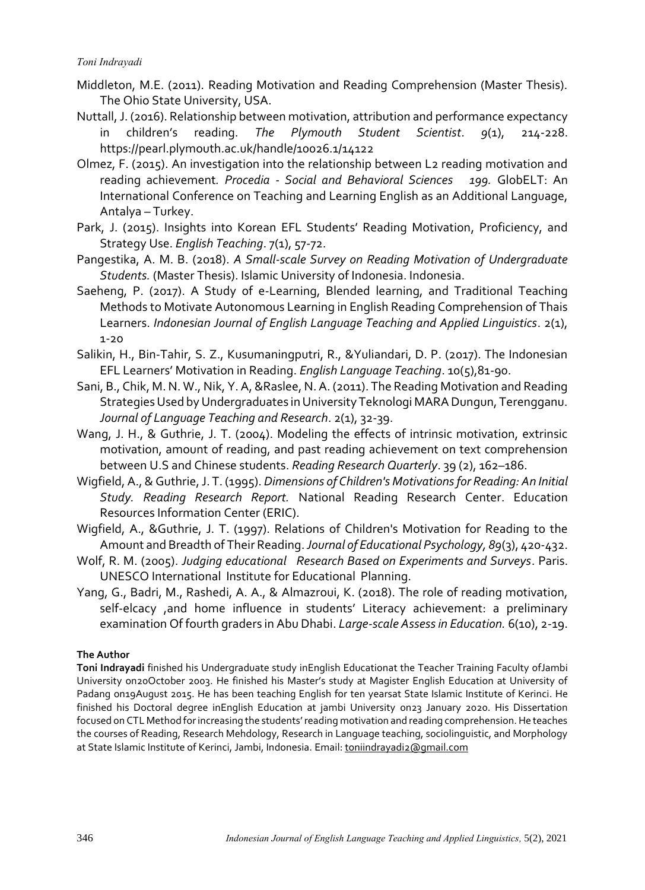Middleton, M.E. (2011). Reading Motivation and Reading Comprehension (Master Thesis). The Ohio State University, USA.

Nuttall, J. (2016). Relationship between motivation, attribution and performance expectancy in children's reading. *The Plymouth Student Scientist*. *9*(1), 214-228. https://pearl.plymouth.ac.uk/handle/10026.1/14122

Olmez, F. (2015). An investigation into the relationship between L2 reading motivation and reading achievement. *Procedia - Social and Behavioral Sciences 199.* GlobELT: An International Conference on Teaching and Learning English as an Additional Language, Antalya – Turkey.

Park, J. (2015). Insights into Korean EFL Students' Reading Motivation, Proficiency, and Strategy Use. *English Teaching*. 7(1), 57-72.

Pangestika, A. M. B. (2018). *A Small-scale Survey on Reading Motivation of Undergraduate Students.* (Master Thesis). Islamic University of Indonesia. Indonesia.

Saeheng, P. (2017). A Study of e-Learning, Blended learning, and Traditional Teaching Methods to Motivate Autonomous Learning in English Reading Comprehension of Thais Learners. *Indonesian Journal of English Language Teaching and Applied Linguistics*. 2(1), 1-20

Salikin, H., Bin-Tahir, S. Z., Kusumaningputri, R., &Yuliandari, D. P. (2017). The Indonesian EFL Learners' Motivation in Reading. *English Language Teaching*. 10(5),81-90.

Sani, B., Chik, M. N. W., Nik, Y. A, &Raslee, N. A. (2011). The Reading Motivation and Reading Strategies Used by Undergraduates in University Teknologi MARA Dungun, Terengganu. *Journal of Language Teaching and Research*. 2(1), 32-39.

Wang, J. H., & Guthrie, J. T. (2004). Modeling the effects of intrinsic motivation, extrinsic motivation, amount of reading, and past reading achievement on text comprehension between U.S and Chinese students. *Reading Research Quarterly*. 39 (2), 162–186.

Wigfield, A., & Guthrie, J. T. (1995). *Dimensions of Children's Motivations for Reading: An Initial Study. Reading Research Report.* National Reading Research Center. Education Resources Information Center (ERIC).

Wigfield, A., &Guthrie, J. T. (1997). Relations of Children's Motivation for Reading to the Amount and Breadth of Their Reading. *Journal of Educational Psychology*, *89*(3), 420-432.

Wolf, R. M. (2005). *Judging educational Research Based on Experiments and Surveys*. Paris. UNESCO International Institute for Educational Planning.

Yang, G., Badri, M., Rashedi, A. A., & Almazroui, K. (2018). The role of reading motivation, self-elcacy ,and home influence in students' Literacy achievement: a preliminary examination Of fourth graders in Abu Dhabi. *Large-scale Assess in Education.* 6(10), 2-19.

**The Author**

**Toni Indrayadi** finished his Undergraduate study inEnglish Educationat the Teacher Training Faculty ofJambi University on20October 2003. He finished his Master's study at Magister English Education at University of Padang on19August 2015. He has been teaching English for ten yearsat State Islamic Institute of Kerinci. He finished his Doctoral degree inEnglish Education at jambi University on23 January 2020. His Dissertation focused on CTL Method for increasing the students' reading motivation and reading comprehension. He teaches the courses of Reading, Research Mehdology, Research in Language teaching, sociolinguistic, and Morphology at State Islamic Institute of Kerinci, Jambi, Indonesia. Email: toniindrayadi2@gmail.com